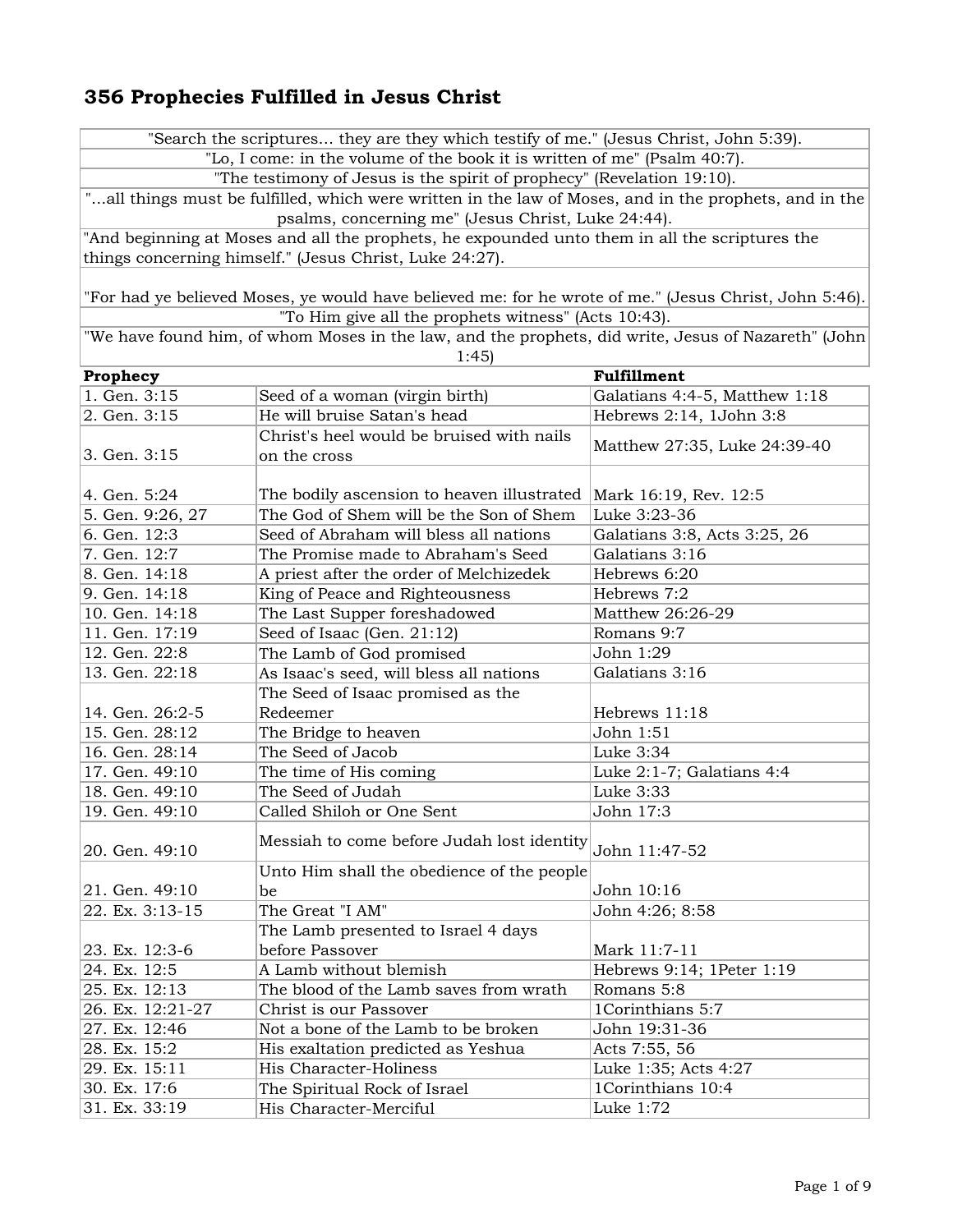# 356 Prophecies Fulfilled in Jesus Christ

| "Search the scriptures... they are they which testify of me." (Jesus Christ, John 5:39). |
|---|
| "Lo, I come: in the volume of the book it is written of me" (Psalm 40:7). |
| "The testimony of Jesus is the spirit of prophecy" (Revelation 19:10). |
| "...all things must be fulfilled, which were written in the law of Moses, and in the prophets, and in the psalms, concerning me" (Jesus Christ, Luke 24:44). |
| "And beginning at Moses and all the prophets, he expounded unto them in all the scriptures the things concerning himself." (Jesus Christ, Luke 24:27). |
| "For had ye believed Moses, ye would have believed me: for he wrote of me." (Jesus Christ, John 5:46). |
| "To Him give all the prophets witness" (Acts 10:43). |
| "We have found him, of whom Moses in the law, and the prophets, did write, Jesus of Nazareth" (John 1:45) |

| Prophecy | | Fulfillment |
|---|---|---|
| 1. Gen. 3:15 | Seed of a woman (virgin birth) | Galatians 4:4-5, Matthew 1:18 |
| 2. Gen. 3:15 | He will bruise Satan's head | Hebrews 2:14, 1John 3:8 |
| 3. Gen. 3:15 | Christ's heel would be bruised with nails on the cross | Matthew 27:35, Luke 24:39-40 |
| 4. Gen. 5:24 | The bodily ascension to heaven illustrated | Mark 16:19, Rev. 12:5 |
| 5. Gen. 9:26, 27 | The God of Shem will be the Son of Shem | Luke 3:23-36 |
| 6. Gen. 12:3 | Seed of Abraham will bless all nations | Galatians 3:8, Acts 3:25, 26 |
| 7. Gen. 12:7 | The Promise made to Abraham's Seed | Galatians 3:16 |
| 8. Gen. 14:18 | A priest after the order of Melchizedek | Hebrews 6:20 |
| 9. Gen. 14:18 | King of Peace and Righteousness | Hebrews 7:2 |
| 10. Gen. 14:18 | The Last Supper foreshadowed | Matthew 26:26-29 |
| 11. Gen. 17:19 | Seed of Isaac (Gen. 21:12) | Romans 9:7 |
| 12. Gen. 22:8 | The Lamb of God promised | John 1:29 |
| 13. Gen. 22:18 | As Isaac's seed, will bless all nations | Galatians 3:16 |
| 14. Gen. 26:2-5 | The Seed of Isaac promised as the Redeemer | Hebrews 11:18 |
| 15. Gen. 28:12 | The Bridge to heaven | John 1:51 |
| 16. Gen. 28:14 | The Seed of Jacob | Luke 3:34 |
| 17. Gen. 49:10 | The time of His coming | Luke 2:1-7; Galatians 4:4 |
| 18. Gen. 49:10 | The Seed of Judah | Luke 3:33 |
| 19. Gen. 49:10 | Called Shiloh or One Sent | John 17:3 |
| 20. Gen. 49:10 | Messiah to come before Judah lost identity | John 11:47-52 |
| 21. Gen. 49:10 | Unto Him shall the obedience of the people be | John 10:16 |
| 22. Ex. 3:13-15 | The Great "I AM" | John 4:26; 8:58 |
| 23. Ex. 12:3-6 | The Lamb presented to Israel 4 days before Passover | Mark 11:7-11 |
| 24. Ex. 12:5 | A Lamb without blemish | Hebrews 9:14; 1Peter 1:19 |
| 25. Ex. 12:13 | The blood of the Lamb saves from wrath | Romans 5:8 |
| 26. Ex. 12:21-27 | Christ is our Passover | 1Corinthians 5:7 |
| 27. Ex. 12:46 | Not a bone of the Lamb to be broken | John 19:31-36 |
| 28. Ex. 15:2 | His exaltation predicted as Yeshua | Acts 7:55, 56 |
| 29. Ex. 15:11 | His Character-Holiness | Luke 1:35; Acts 4:27 |
| 30. Ex. 17:6 | The Spiritual Rock of Israel | 1Corinthians 10:4 |
| 31. Ex. 33:19 | His Character-Merciful | Luke 1:72 |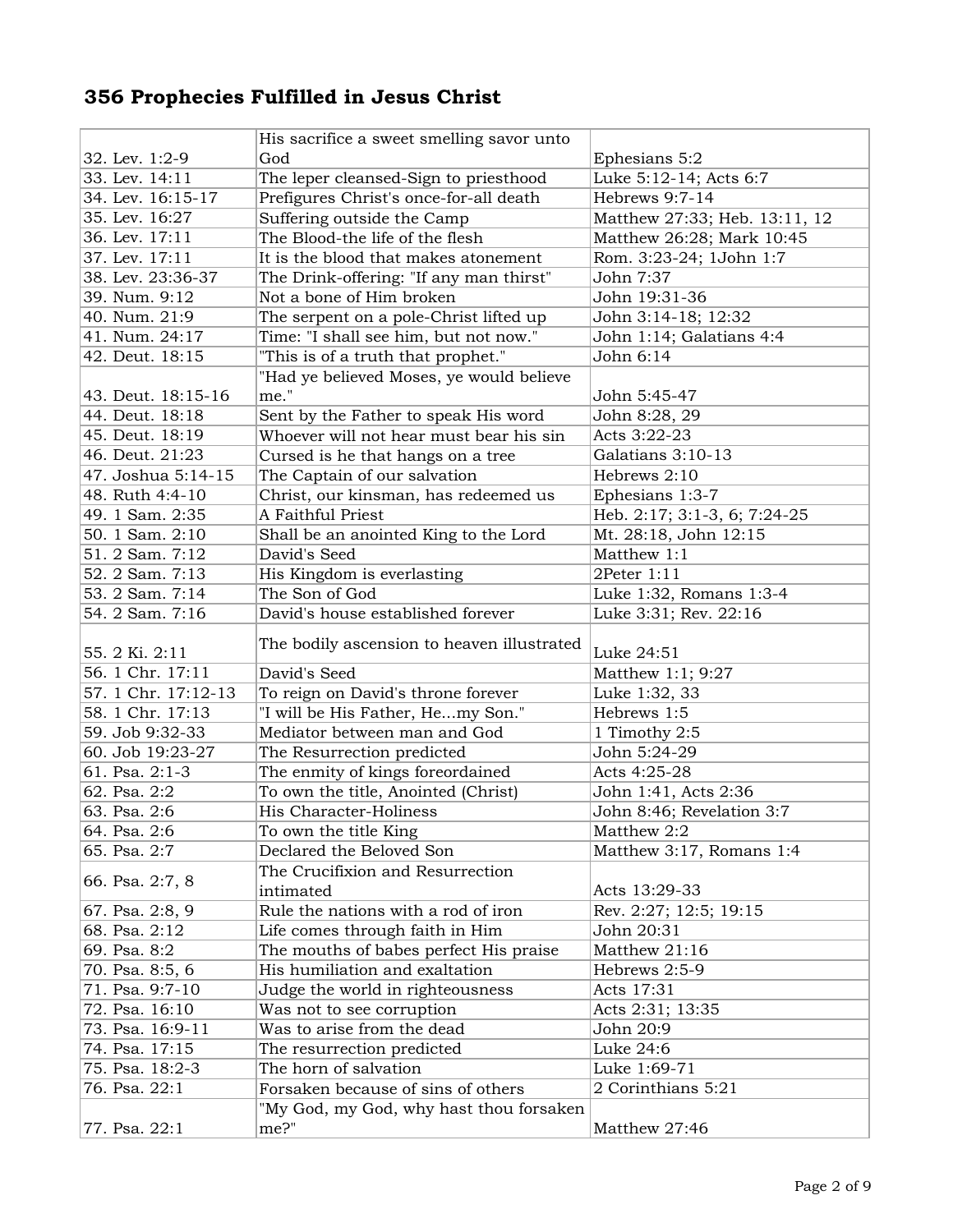## 356 Prophecies Fulfilled in Jesus Christ

| | | |
|---|---|---|
| 32. Lev. 1:2-9 | His sacrifice a sweet smelling savor unto God | Ephesians 5:2 |
| 33. Lev. 14:11 | The leper cleansed-Sign to priesthood | Luke 5:12-14; Acts 6:7 |
| 34. Lev. 16:15-17 | Prefigures Christ's once-for-all death | Hebrews 9:7-14 |
| 35. Lev. 16:27 | Suffering outside the Camp | Matthew 27:33; Heb. 13:11, 12 |
| 36. Lev. 17:11 | The Blood-the life of the flesh | Matthew 26:28; Mark 10:45 |
| 37. Lev. 17:11 | It is the blood that makes atonement | Rom. 3:23-24; 1John 1:7 |
| 38. Lev. 23:36-37 | The Drink-offering: "If any man thirst" | John 7:37 |
| 39. Num. 9:12 | Not a bone of Him broken | John 19:31-36 |
| 40. Num. 21:9 | The serpent on a pole-Christ lifted up | John 3:14-18; 12:32 |
| 41. Num. 24:17 | Time: "I shall see him, but not now." | John 1:14; Galatians 4:4 |
| 42. Deut. 18:15 | "This is of a truth that prophet." | John 6:14 |
| 43. Deut. 18:15-16 | "Had ye believed Moses, ye would believe me." | John 5:45-47 |
| 44. Deut. 18:18 | Sent by the Father to speak His word | John 8:28, 29 |
| 45. Deut. 18:19 | Whoever will not hear must bear his sin | Acts 3:22-23 |
| 46. Deut. 21:23 | Cursed is he that hangs on a tree | Galatians 3:10-13 |
| 47. Joshua 5:14-15 | The Captain of our salvation | Hebrews 2:10 |
| 48. Ruth 4:4-10 | Christ, our kinsman, has redeemed us | Ephesians 1:3-7 |
| 49. 1 Sam. 2:35 | A Faithful Priest | Heb. 2:17; 3:1-3, 6; 7:24-25 |
| 50. 1 Sam. 2:10 | Shall be an anointed King to the Lord | Mt. 28:18, John 12:15 |
| 51. 2 Sam. 7:12 | David's Seed | Matthew 1:1 |
| 52. 2 Sam. 7:13 | His Kingdom is everlasting | 2Peter 1:11 |
| 53. 2 Sam. 7:14 | The Son of God | Luke 1:32, Romans 1:3-4 |
| 54. 2 Sam. 7:16 | David's house established forever | Luke 3:31; Rev. 22:16 |
| 55. 2 Ki. 2:11 | The bodily ascension to heaven illustrated | Luke 24:51 |
| 56. 1 Chr. 17:11 | David's Seed | Matthew 1:1; 9:27 |
| 57. 1 Chr. 17:12-13 | To reign on David's throne forever | Luke 1:32, 33 |
| 58. 1 Chr. 17:13 | "I will be His Father, He...my Son." | Hebrews 1:5 |
| 59. Job 9:32-33 | Mediator between man and God | 1 Timothy 2:5 |
| 60. Job 19:23-27 | The Resurrection predicted | John 5:24-29 |
| 61. Psa. 2:1-3 | The enmity of kings foreordained | Acts 4:25-28 |
| 62. Psa. 2:2 | To own the title, Anointed (Christ) | John 1:41, Acts 2:36 |
| 63. Psa. 2:6 | His Character-Holiness | John 8:46; Revelation 3:7 |
| 64. Psa. 2:6 | To own the title King | Matthew 2:2 |
| 65. Psa. 2:7 | Declared the Beloved Son | Matthew 3:17, Romans 1:4 |
| 66. Psa. 2:7, 8 | The Crucifixion and Resurrection intimated | Acts 13:29-33 |
| 67. Psa. 2:8, 9 | Rule the nations with a rod of iron | Rev. 2:27; 12:5; 19:15 |
| 68. Psa. 2:12 | Life comes through faith in Him | John 20:31 |
| 69. Psa. 8:2 | The mouths of babes perfect His praise | Matthew 21:16 |
| 70. Psa. 8:5, 6 | His humiliation and exaltation | Hebrews 2:5-9 |
| 71. Psa. 9:7-10 | Judge the world in righteousness | Acts 17:31 |
| 72. Psa. 16:10 | Was not to see corruption | Acts 2:31; 13:35 |
| 73. Psa. 16:9-11 | Was to arise from the dead | John 20:9 |
| 74. Psa. 17:15 | The resurrection predicted | Luke 24:6 |
| 75. Psa. 18:2-3 | The horn of salvation | Luke 1:69-71 |
| 76. Psa. 22:1 | Forsaken because of sins of others | 2 Corinthians 5:21 |
| 77. Psa. 22:1 | "My God, my God, why hast thou forsaken me?" | Matthew 27:46 |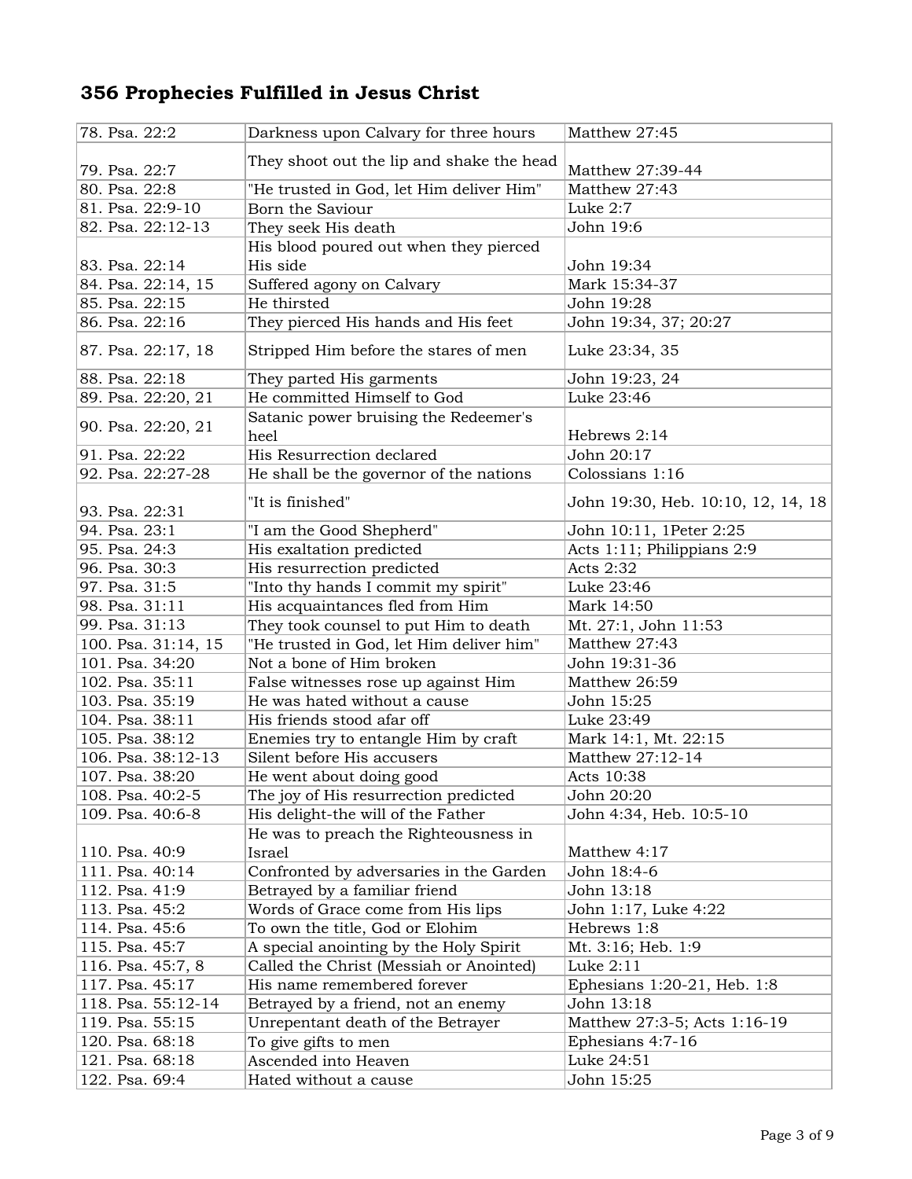## 356 Prophecies Fulfilled in Jesus Christ

| | | |
|---|---|---|
| 78. Psa. 22:2 | Darkness upon Calvary for three hours | Matthew 27:45 |
| 79. Psa. 22:7 | They shoot out the lip and shake the head | Matthew 27:39-44 |
| 80. Psa. 22:8 | "He trusted in God, let Him deliver Him" | Matthew 27:43 |
| 81. Psa. 22:9-10 | Born the Saviour | Luke 2:7 |
| 82. Psa. 22:12-13 | They seek His death | John 19:6 |
| 83. Psa. 22:14 | His blood poured out when they pierced His side | John 19:34 |
| 84. Psa. 22:14, 15 | Suffered agony on Calvary | Mark 15:34-37 |
| 85. Psa. 22:15 | He thirsted | John 19:28 |
| 86. Psa. 22:16 | They pierced His hands and His feet | John 19:34, 37; 20:27 |
| 87. Psa. 22:17, 18 | Stripped Him before the stares of men | Luke 23:34, 35 |
| 88. Psa. 22:18 | They parted His garments | John 19:23, 24 |
| 89. Psa. 22:20, 21 | He committed Himself to God | Luke 23:46 |
| 90. Psa. 22:20, 21 | Satanic power bruising the Redeemer's heel | Hebrews 2:14 |
| 91. Psa. 22:22 | His Resurrection declared | John 20:17 |
| 92. Psa. 22:27-28 | He shall be the governor of the nations | Colossians 1:16 |
| 93. Psa. 22:31 | "It is finished" | John 19:30, Heb. 10:10, 12, 14, 18 |
| 94. Psa. 23:1 | "I am the Good Shepherd" | John 10:11, 1Peter 2:25 |
| 95. Psa. 24:3 | His exaltation predicted | Acts 1:11; Philippians 2:9 |
| 96. Psa. 30:3 | His resurrection predicted | Acts 2:32 |
| 97. Psa. 31:5 | "Into thy hands I commit my spirit" | Luke 23:46 |
| 98. Psa. 31:11 | His acquaintances fled from Him | Mark 14:50 |
| 99. Psa. 31:13 | They took counsel to put Him to death | Mt. 27:1, John 11:53 |
| 100. Psa. 31:14, 15 | "He trusted in God, let Him deliver him" | Matthew 27:43 |
| 101. Psa. 34:20 | Not a bone of Him broken | John 19:31-36 |
| 102. Psa. 35:11 | False witnesses rose up against Him | Matthew 26:59 |
| 103. Psa. 35:19 | He was hated without a cause | John 15:25 |
| 104. Psa. 38:11 | His friends stood afar off | Luke 23:49 |
| 105. Psa. 38:12 | Enemies try to entangle Him by craft | Mark 14:1, Mt. 22:15 |
| 106. Psa. 38:12-13 | Silent before His accusers | Matthew 27:12-14 |
| 107. Psa. 38:20 | He went about doing good | Acts 10:38 |
| 108. Psa. 40:2-5 | The joy of His resurrection predicted | John 20:20 |
| 109. Psa. 40:6-8 | His delight-the will of the Father | John 4:34, Heb. 10:5-10 |
| 110. Psa. 40:9 | He was to preach the Righteousness in Israel | Matthew 4:17 |
| 111. Psa. 40:14 | Confronted by adversaries in the Garden | John 18:4-6 |
| 112. Psa. 41:9 | Betrayed by a familiar friend | John 13:18 |
| 113. Psa. 45:2 | Words of Grace come from His lips | John 1:17, Luke 4:22 |
| 114. Psa. 45:6 | To own the title, God or Elohim | Hebrews 1:8 |
| 115. Psa. 45:7 | A special anointing by the Holy Spirit | Mt. 3:16; Heb. 1:9 |
| 116. Psa. 45:7, 8 | Called the Christ (Messiah or Anointed) | Luke 2:11 |
| 117. Psa. 45:17 | His name remembered forever | Ephesians 1:20-21, Heb. 1:8 |
| 118. Psa. 55:12-14 | Betrayed by a friend, not an enemy | John 13:18 |
| 119. Psa. 55:15 | Unrepentant death of the Betrayer | Matthew 27:3-5; Acts 1:16-19 |
| 120. Psa. 68:18 | To give gifts to men | Ephesians 4:7-16 |
| 121. Psa. 68:18 | Ascended into Heaven | Luke 24:51 |
| 122. Psa. 69:4 | Hated without a cause | John 15:25 |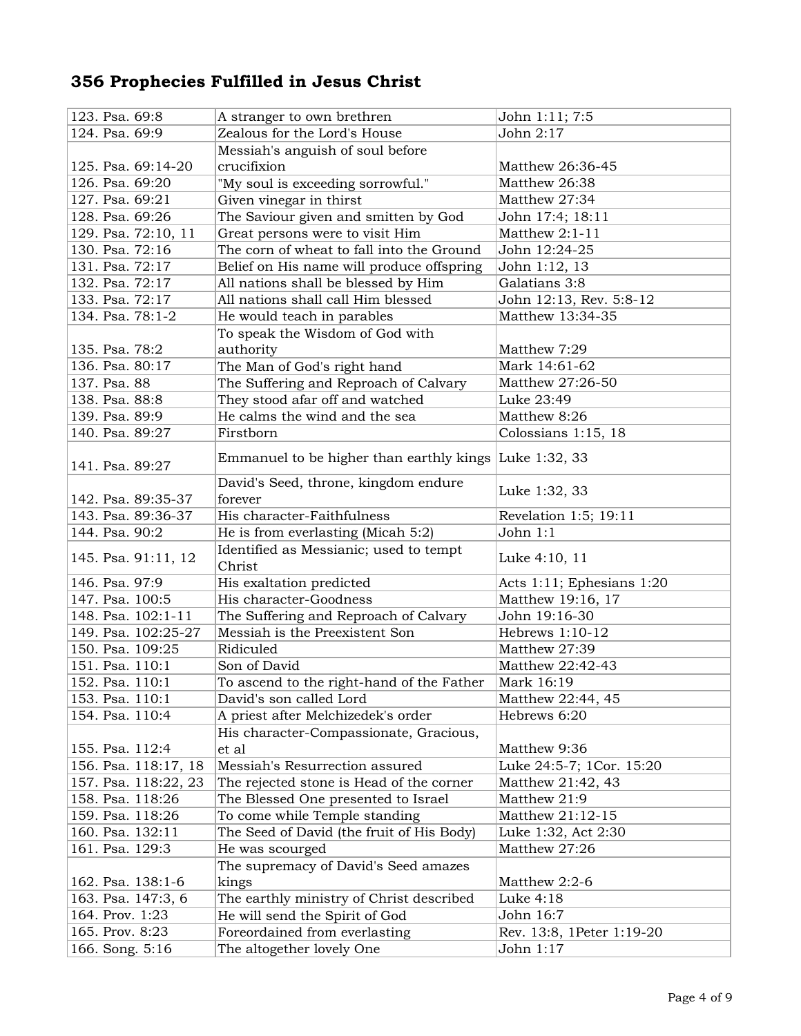## 356 Prophecies Fulfilled in Jesus Christ

| | | |
|---|---|---|
| 123. Psa. 69:8 | A stranger to own brethren | John 1:11; 7:5 |
| 124. Psa. 69:9 | Zealous for the Lord's House | John 2:17 |
| 125. Psa. 69:14-20 | Messiah's anguish of soul before crucifixion | Matthew 26:36-45 |
| 126. Psa. 69:20 | "My soul is exceeding sorrowful." | Matthew 26:38 |
| 127. Psa. 69:21 | Given vinegar in thirst | Matthew 27:34 |
| 128. Psa. 69:26 | The Saviour given and smitten by God | John 17:4; 18:11 |
| 129. Psa. 72:10, 11 | Great persons were to visit Him | Matthew 2:1-11 |
| 130. Psa. 72:16 | The corn of wheat to fall into the Ground | John 12:24-25 |
| 131. Psa. 72:17 | Belief on His name will produce offspring | John 1:12, 13 |
| 132. Psa. 72:17 | All nations shall be blessed by Him | Galatians 3:8 |
| 133. Psa. 72:17 | All nations shall call Him blessed | John 12:13, Rev. 5:8-12 |
| 134. Psa. 78:1-2 | He would teach in parables | Matthew 13:34-35 |
| 135. Psa. 78:2 | To speak the Wisdom of God with authority | Matthew 7:29 |
| 136. Psa. 80:17 | The Man of God's right hand | Mark 14:61-62 |
| 137. Psa. 88 | The Suffering and Reproach of Calvary | Matthew 27:26-50 |
| 138. Psa. 88:8 | They stood afar off and watched | Luke 23:49 |
| 139. Psa. 89:9 | He calms the wind and the sea | Matthew 8:26 |
| 140. Psa. 89:27 | Firstborn | Colossians 1:15, 18 |
| 141. Psa. 89:27 | Emmanuel to be higher than earthly kings | Luke 1:32, 33 |
| 142. Psa. 89:35-37 | David's Seed, throne, kingdom endure forever | Luke 1:32, 33 |
| 143. Psa. 89:36-37 | His character-Faithfulness | Revelation 1:5; 19:11 |
| 144. Psa. 90:2 | He is from everlasting (Micah 5:2) | John 1:1 |
| 145. Psa. 91:11, 12 | Identified as Messianic; used to tempt Christ | Luke 4:10, 11 |
| 146. Psa. 97:9 | His exaltation predicted | Acts 1:11; Ephesians 1:20 |
| 147. Psa. 100:5 | His character-Goodness | Matthew 19:16, 17 |
| 148. Psa. 102:1-11 | The Suffering and Reproach of Calvary | John 19:16-30 |
| 149. Psa. 102:25-27 | Messiah is the Preexistent Son | Hebrews 1:10-12 |
| 150. Psa. 109:25 | Ridiculed | Matthew 27:39 |
| 151. Psa. 110:1 | Son of David | Matthew 22:42-43 |
| 152. Psa. 110:1 | To ascend to the right-hand of the Father | Mark 16:19 |
| 153. Psa. 110:1 | David's son called Lord | Matthew 22:44, 45 |
| 154. Psa. 110:4 | A priest after Melchizedek's order | Hebrews 6:20 |
| 155. Psa. 112:4 | His character-Compassionate, Gracious, et al | Matthew 9:36 |
| 156. Psa. 118:17, 18 | Messiah's Resurrection assured | Luke 24:5-7; 1Cor. 15:20 |
| 157. Psa. 118:22, 23 | The rejected stone is Head of the corner | Matthew 21:42, 43 |
| 158. Psa. 118:26 | The Blessed One presented to Israel | Matthew 21:9 |
| 159. Psa. 118:26 | To come while Temple standing | Matthew 21:12-15 |
| 160. Psa. 132:11 | The Seed of David (the fruit of His Body) | Luke 1:32, Act 2:30 |
| 161. Psa. 129:3 | He was scourged | Matthew 27:26 |
| 162. Psa. 138:1-6 | The supremacy of David's Seed amazes kings | Matthew 2:2-6 |
| 163. Psa. 147:3, 6 | The earthly ministry of Christ described | Luke 4:18 |
| 164. Prov. 1:23 | He will send the Spirit of God | John 16:7 |
| 165. Prov. 8:23 | Foreordained from everlasting | Rev. 13:8, 1Peter 1:19-20 |
| 166. Song. 5:16 | The altogether lovely One | John 1:17 |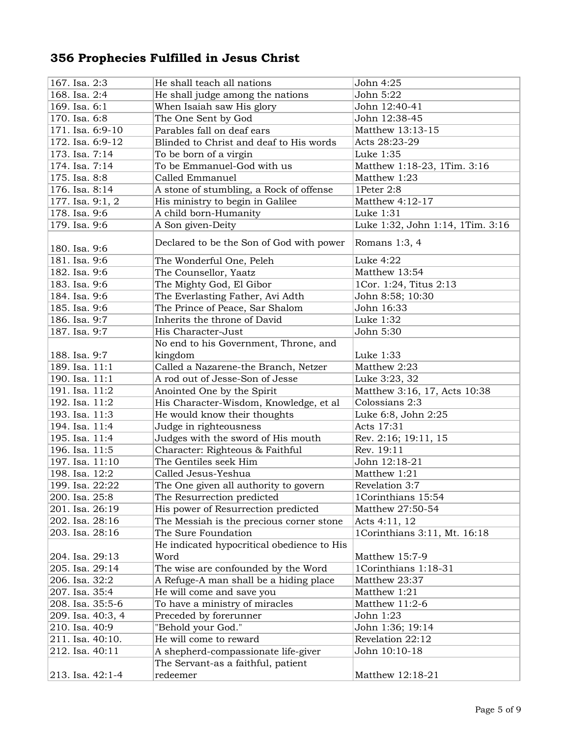## 356 Prophecies Fulfilled in Jesus Christ

| | | |
|---|---|---|
| 167. Isa. 2:3 | He shall teach all nations | John 4:25 |
| 168. Isa. 2:4 | He shall judge among the nations | John 5:22 |
| 169. Isa. 6:1 | When Isaiah saw His glory | John 12:40-41 |
| 170. Isa. 6:8 | The One Sent by God | John 12:38-45 |
| 171. Isa. 6:9-10 | Parables fall on deaf ears | Matthew 13:13-15 |
| 172. Isa. 6:9-12 | Blinded to Christ and deaf to His words | Acts 28:23-29 |
| 173. Isa. 7:14 | To be born of a virgin | Luke 1:35 |
| 174. Isa. 7:14 | To be Emmanuel-God with us | Matthew 1:18-23, 1Tim. 3:16 |
| 175. Isa. 8:8 | Called Emmanuel | Matthew 1:23 |
| 176. Isa. 8:14 | A stone of stumbling, a Rock of offense | 1Peter 2:8 |
| 177. Isa. 9:1, 2 | His ministry to begin in Galilee | Matthew 4:12-17 |
| 178. Isa. 9:6 | A child born-Humanity | Luke 1:31 |
| 179. Isa. 9:6 | A Son given-Deity | Luke 1:32, John 1:14, 1Tim. 3:16 |
| 180. Isa. 9:6 | Declared to be the Son of God with power | Romans 1:3, 4 |
| 181. Isa. 9:6 | The Wonderful One, Peleh | Luke 4:22 |
| 182. Isa. 9:6 | The Counsellor, Yaatz | Matthew 13:54 |
| 183. Isa. 9:6 | The Mighty God, El Gibor | 1Cor. 1:24, Titus 2:13 |
| 184. Isa. 9:6 | The Everlasting Father, Avi Adth | John 8:58; 10:30 |
| 185. Isa. 9:6 | The Prince of Peace, Sar Shalom | John 16:33 |
| 186. Isa. 9:7 | Inherits the throne of David | Luke 1:32 |
| 187. Isa. 9:7 | His Character-Just | John 5:30 |
| 188. Isa. 9:7 | No end to his Government, Throne, and kingdom | Luke 1:33 |
| 189. Isa. 11:1 | Called a Nazarene-the Branch, Netzer | Matthew 2:23 |
| 190. Isa. 11:1 | A rod out of Jesse-Son of Jesse | Luke 3:23, 32 |
| 191. Isa. 11:2 | Anointed One by the Spirit | Matthew 3:16, 17, Acts 10:38 |
| 192. Isa. 11:2 | His Character-Wisdom, Knowledge, et al | Colossians 2:3 |
| 193. Isa. 11:3 | He would know their thoughts | Luke 6:8, John 2:25 |
| 194. Isa. 11:4 | Judge in righteousness | Acts 17:31 |
| 195. Isa. 11:4 | Judges with the sword of His mouth | Rev. 2:16; 19:11, 15 |
| 196. Isa. 11:5 | Character: Righteous & Faithful | Rev. 19:11 |
| 197. Isa. 11:10 | The Gentiles seek Him | John 12:18-21 |
| 198. Isa. 12:2 | Called Jesus-Yeshua | Matthew 1:21 |
| 199. Isa. 22:22 | The One given all authority to govern | Revelation 3:7 |
| 200. Isa. 25:8 | The Resurrection predicted | 1Corinthians 15:54 |
| 201. Isa. 26:19 | His power of Resurrection predicted | Matthew 27:50-54 |
| 202. Isa. 28:16 | The Messiah is the precious corner stone | Acts 4:11, 12 |
| 203. Isa. 28:16 | The Sure Foundation | 1Corinthians 3:11, Mt. 16:18 |
| 204. Isa. 29:13 | He indicated hypocritical obedience to His Word | Matthew 15:7-9 |
| 205. Isa. 29:14 | The wise are confounded by the Word | 1Corinthians 1:18-31 |
| 206. Isa. 32:2 | A Refuge-A man shall be a hiding place | Matthew 23:37 |
| 207. Isa. 35:4 | He will come and save you | Matthew 1:21 |
| 208. Isa. 35:5-6 | To have a ministry of miracles | Matthew 11:2-6 |
| 209. Isa. 40:3, 4 | Preceded by forerunner | John 1:23 |
| 210. Isa. 40:9 | "Behold your God." | John 1:36; 19:14 |
| 211. Isa. 40:10. | He will come to reward | Revelation 22:12 |
| 212. Isa. 40:11 | A shepherd-compassionate life-giver | John 10:10-18 |
| 213. Isa. 42:1-4 | The Servant-as a faithful, patient redeemer | Matthew 12:18-21 |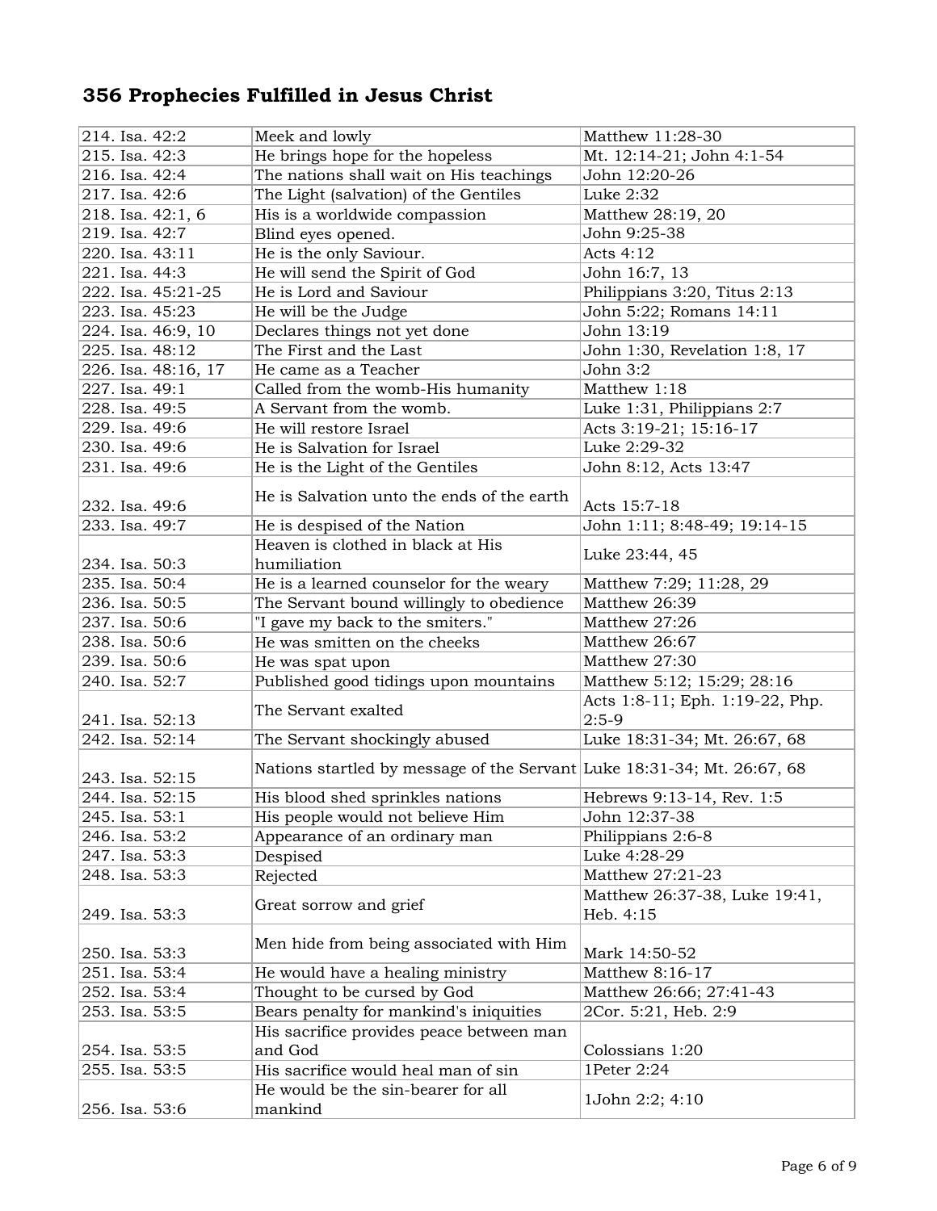# 356 Prophecies Fulfilled in Jesus Christ

| | | |
|---|---|---|
| 214. Isa. 42:2 | Meek and lowly | Matthew 11:28-30 |
| 215. Isa. 42:3 | He brings hope for the hopeless | Mt. 12:14-21; John 4:1-54 |
| 216. Isa. 42:4 | The nations shall wait on His teachings | John 12:20-26 |
| 217. Isa. 42:6 | The Light (salvation) of the Gentiles | Luke 2:32 |
| 218. Isa. 42:1, 6 | His is a worldwide compassion | Matthew 28:19, 20 |
| 219. Isa. 42:7 | Blind eyes opened. | John 9:25-38 |
| 220. Isa. 43:11 | He is the only Saviour. | Acts 4:12 |
| 221. Isa. 44:3 | He will send the Spirit of God | John 16:7, 13 |
| 222. Isa. 45:21-25 | He is Lord and Saviour | Philippians 3:20, Titus 2:13 |
| 223. Isa. 45:23 | He will be the Judge | John 5:22; Romans 14:11 |
| 224. Isa. 46:9, 10 | Declares things not yet done | John 13:19 |
| 225. Isa. 48:12 | The First and the Last | John 1:30, Revelation 1:8, 17 |
| 226. Isa. 48:16, 17 | He came as a Teacher | John 3:2 |
| 227. Isa. 49:1 | Called from the womb-His humanity | Matthew 1:18 |
| 228. Isa. 49:5 | A Servant from the womb. | Luke 1:31, Philippians 2:7 |
| 229. Isa. 49:6 | He will restore Israel | Acts 3:19-21; 15:16-17 |
| 230. Isa. 49:6 | He is Salvation for Israel | Luke 2:29-32 |
| 231. Isa. 49:6 | He is the Light of the Gentiles | John 8:12, Acts 13:47 |
| 232. Isa. 49:6 | He is Salvation unto the ends of the earth | Acts 15:7-18 |
| 233. Isa. 49:7 | He is despised of the Nation | John 1:11; 8:48-49; 19:14-15 |
| 234. Isa. 50:3 | Heaven is clothed in black at His humiliation | Luke 23:44, 45 |
| 235. Isa. 50:4 | He is a learned counselor for the weary | Matthew 7:29; 11:28, 29 |
| 236. Isa. 50:5 | The Servant bound willingly to obedience | Matthew 26:39 |
| 237. Isa. 50:6 | "I gave my back to the smiters." | Matthew 27:26 |
| 238. Isa. 50:6 | He was smitten on the cheeks | Matthew 26:67 |
| 239. Isa. 50:6 | He was spat upon | Matthew 27:30 |
| 240. Isa. 52:7 | Published good tidings upon mountains | Matthew 5:12; 15:29; 28:16 |
| 241. Isa. 52:13 | The Servant exalted | Acts 1:8-11; Eph. 1:19-22, Php. 2:5-9 |
| 242. Isa. 52:14 | The Servant shockingly abused | Luke 18:31-34; Mt. 26:67, 68 |
| 243. Isa. 52:15 | Nations startled by message of the Servant | Luke 18:31-34; Mt. 26:67, 68 |
| 244. Isa. 52:15 | His blood shed sprinkles nations | Hebrews 9:13-14, Rev. 1:5 |
| 245. Isa. 53:1 | His people would not believe Him | John 12:37-38 |
| 246. Isa. 53:2 | Appearance of an ordinary man | Philippians 2:6-8 |
| 247. Isa. 53:3 | Despised | Luke 4:28-29 |
| 248. Isa. 53:3 | Rejected | Matthew 27:21-23 |
| 249. Isa. 53:3 | Great sorrow and grief | Matthew 26:37-38, Luke 19:41, Heb. 4:15 |
| 250. Isa. 53:3 | Men hide from being associated with Him | Mark 14:50-52 |
| 251. Isa. 53:4 | He would have a healing ministry | Matthew 8:16-17 |
| 252. Isa. 53:4 | Thought to be cursed by God | Matthew 26:66; 27:41-43 |
| 253. Isa. 53:5 | Bears penalty for mankind's iniquities | 2Cor. 5:21, Heb. 2:9 |
| 254. Isa. 53:5 | His sacrifice provides peace between man and God | Colossians 1:20 |
| 255. Isa. 53:5 | His sacrifice would heal man of sin | 1Peter 2:24 |
| 256. Isa. 53:6 | He would be the sin-bearer for all mankind | 1John 2:2; 4:10 |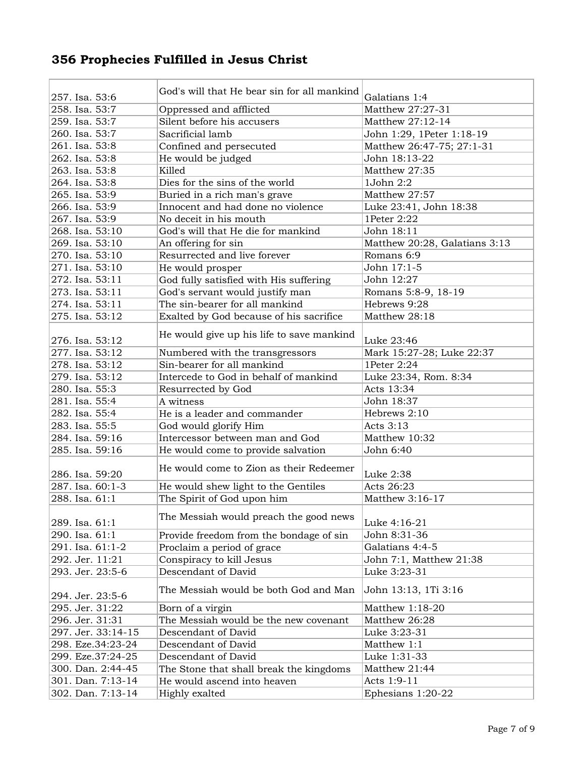## 356 Prophecies Fulfilled in Jesus Christ

| | | |
|---|---|---|
| 257. Isa. 53:6 | God's will that He bear sin for all mankind | Galatians 1:4 |
| 258. Isa. 53:7 | Oppressed and afflicted | Matthew 27:27-31 |
| 259. Isa. 53:7 | Silent before his accusers | Matthew 27:12-14 |
| 260. Isa. 53:7 | Sacrificial lamb | John 1:29, 1Peter 1:18-19 |
| 261. Isa. 53:8 | Confined and persecuted | Matthew 26:47-75; 27:1-31 |
| 262. Isa. 53:8 | He would be judged | John 18:13-22 |
| 263. Isa. 53:8 | Killed | Matthew 27:35 |
| 264. Isa. 53:8 | Dies for the sins of the world | 1John 2:2 |
| 265. Isa. 53:9 | Buried in a rich man's grave | Matthew 27:57 |
| 266. Isa. 53:9 | Innocent and had done no violence | Luke 23:41, John 18:38 |
| 267. Isa. 53:9 | No deceit in his mouth | 1Peter 2:22 |
| 268. Isa. 53:10 | God's will that He die for mankind | John 18:11 |
| 269. Isa. 53:10 | An offering for sin | Matthew 20:28, Galatians 3:13 |
| 270. Isa. 53:10 | Resurrected and live forever | Romans 6:9 |
| 271. Isa. 53:10 | He would prosper | John 17:1-5 |
| 272. Isa. 53:11 | God fully satisfied with His suffering | John 12:27 |
| 273. Isa. 53:11 | God's servant would justify man | Romans 5:8-9, 18-19 |
| 274. Isa. 53:11 | The sin-bearer for all mankind | Hebrews 9:28 |
| 275. Isa. 53:12 | Exalted by God because of his sacrifice | Matthew 28:18 |
| 276. Isa. 53:12 | He would give up his life to save mankind | Luke 23:46 |
| 277. Isa. 53:12 | Numbered with the transgressors | Mark 15:27-28; Luke 22:37 |
| 278. Isa. 53:12 | Sin-bearer for all mankind | 1Peter 2:24 |
| 279. Isa. 53:12 | Intercede to God in behalf of mankind | Luke 23:34, Rom. 8:34 |
| 280. Isa. 55:3 | Resurrected by God | Acts 13:34 |
| 281. Isa. 55:4 | A witness | John 18:37 |
| 282. Isa. 55:4 | He is a leader and commander | Hebrews 2:10 |
| 283. Isa. 55:5 | God would glorify Him | Acts 3:13 |
| 284. Isa. 59:16 | Intercessor between man and God | Matthew 10:32 |
| 285. Isa. 59:16 | He would come to provide salvation | John 6:40 |
| 286. Isa. 59:20 | He would come to Zion as their Redeemer | Luke 2:38 |
| 287. Isa. 60:1-3 | He would shew light to the Gentiles | Acts 26:23 |
| 288. Isa. 61:1 | The Spirit of God upon him | Matthew 3:16-17 |
| 289. Isa. 61:1 | The Messiah would preach the good news | Luke 4:16-21 |
| 290. Isa. 61:1 | Provide freedom from the bondage of sin | John 8:31-36 |
| 291. Isa. 61:1-2 | Proclaim a period of grace | Galatians 4:4-5 |
| 292. Jer. 11:21 | Conspiracy to kill Jesus | John 7:1, Matthew 21:38 |
| 293. Jer. 23:5-6 | Descendant of David | Luke 3:23-31 |
| 294. Jer. 23:5-6 | The Messiah would be both God and Man | John 13:13, 1Ti 3:16 |
| 295. Jer. 31:22 | Born of a virgin | Matthew 1:18-20 |
| 296. Jer. 31:31 | The Messiah would be the new covenant | Matthew 26:28 |
| 297. Jer. 33:14-15 | Descendant of David | Luke 3:23-31 |
| 298. Eze.34:23-24 | Descendant of David | Matthew 1:1 |
| 299. Eze.37:24-25 | Descendant of David | Luke 1:31-33 |
| 300. Dan. 2:44-45 | The Stone that shall break the kingdoms | Matthew 21:44 |
| 301. Dan. 7:13-14 | He would ascend into heaven | Acts 1:9-11 |
| 302. Dan. 7:13-14 | Highly exalted | Ephesians 1:20-22 |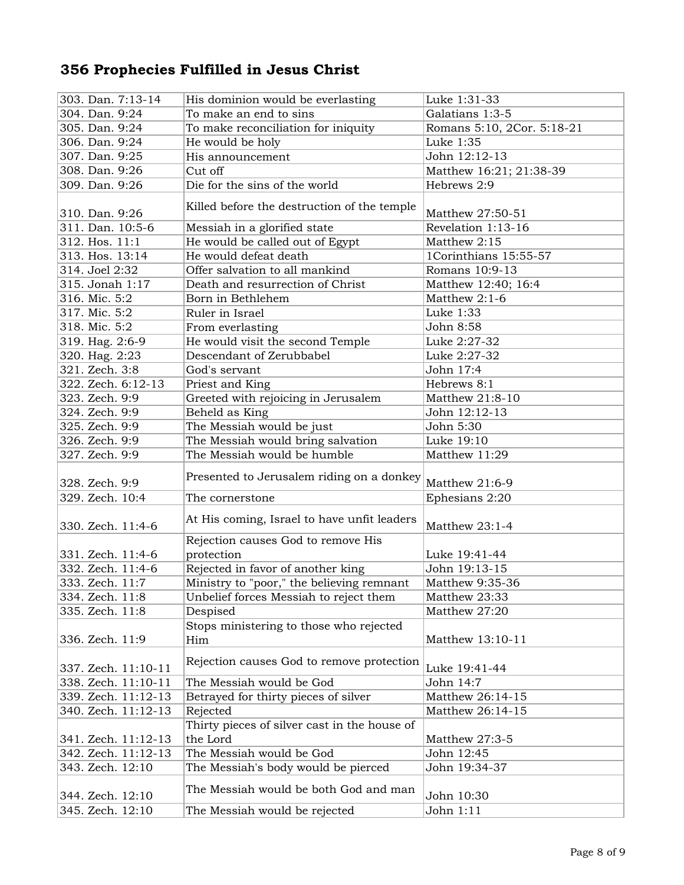# 356 Prophecies Fulfilled in Jesus Christ

| | | |
|---|---|---|
| 303. Dan. 7:13-14 | His dominion would be everlasting | Luke 1:31-33 |
| 304. Dan. 9:24 | To make an end to sins | Galatians 1:3-5 |
| 305. Dan. 9:24 | To make reconciliation for iniquity | Romans 5:10, 2Cor. 5:18-21 |
| 306. Dan. 9:24 | He would be holy | Luke 1:35 |
| 307. Dan. 9:25 | His announcement | John 12:12-13 |
| 308. Dan. 9:26 | Cut off | Matthew 16:21; 21:38-39 |
| 309. Dan. 9:26 | Die for the sins of the world | Hebrews 2:9 |
| 310. Dan. 9:26 | Killed before the destruction of the temple | Matthew 27:50-51 |
| 311. Dan. 10:5-6 | Messiah in a glorified state | Revelation 1:13-16 |
| 312. Hos. 11:1 | He would be called out of Egypt | Matthew 2:15 |
| 313. Hos. 13:14 | He would defeat death | 1Corinthians 15:55-57 |
| 314. Joel 2:32 | Offer salvation to all mankind | Romans 10:9-13 |
| 315. Jonah 1:17 | Death and resurrection of Christ | Matthew 12:40; 16:4 |
| 316. Mic. 5:2 | Born in Bethlehem | Matthew 2:1-6 |
| 317. Mic. 5:2 | Ruler in Israel | Luke 1:33 |
| 318. Mic. 5:2 | From everlasting | John 8:58 |
| 319. Hag. 2:6-9 | He would visit the second Temple | Luke 2:27-32 |
| 320. Hag. 2:23 | Descendant of Zerubbabel | Luke 2:27-32 |
| 321. Zech. 3:8 | God's servant | John 17:4 |
| 322. Zech. 6:12-13 | Priest and King | Hebrews 8:1 |
| 323. Zech. 9:9 | Greeted with rejoicing in Jerusalem | Matthew 21:8-10 |
| 324. Zech. 9:9 | Beheld as King | John 12:12-13 |
| 325. Zech. 9:9 | The Messiah would be just | John 5:30 |
| 326. Zech. 9:9 | The Messiah would bring salvation | Luke 19:10 |
| 327. Zech. 9:9 | The Messiah would be humble | Matthew 11:29 |
| 328. Zech. 9:9 | Presented to Jerusalem riding on a donkey | Matthew 21:6-9 |
| 329. Zech. 10:4 | The cornerstone | Ephesians 2:20 |
| 330. Zech. 11:4-6 | At His coming, Israel to have unfit leaders | Matthew 23:1-4 |
| 331. Zech. 11:4-6 | Rejection causes God to remove His protection | Luke 19:41-44 |
| 332. Zech. 11:4-6 | Rejected in favor of another king | John 19:13-15 |
| 333. Zech. 11:7 | Ministry to "poor," the believing remnant | Matthew 9:35-36 |
| 334. Zech. 11:8 | Unbelief forces Messiah to reject them | Matthew 23:33 |
| 335. Zech. 11:8 | Despised | Matthew 27:20 |
| 336. Zech. 11:9 | Stops ministering to those who rejected Him | Matthew 13:10-11 |
| 337. Zech. 11:10-11 | Rejection causes God to remove protection | Luke 19:41-44 |
| 338. Zech. 11:10-11 | The Messiah would be God | John 14:7 |
| 339. Zech. 11:12-13 | Betrayed for thirty pieces of silver | Matthew 26:14-15 |
| 340. Zech. 11:12-13 | Rejected | Matthew 26:14-15 |
| 341. Zech. 11:12-13 | Thirty pieces of silver cast in the house of the Lord | Matthew 27:3-5 |
| 342. Zech. 11:12-13 | The Messiah would be God | John 12:45 |
| 343. Zech. 12:10 | The Messiah's body would be pierced | John 19:34-37 |
| 344. Zech. 12:10 | The Messiah would be both God and man | John 10:30 |
| 345. Zech. 12:10 | The Messiah would be rejected | John 1:11 |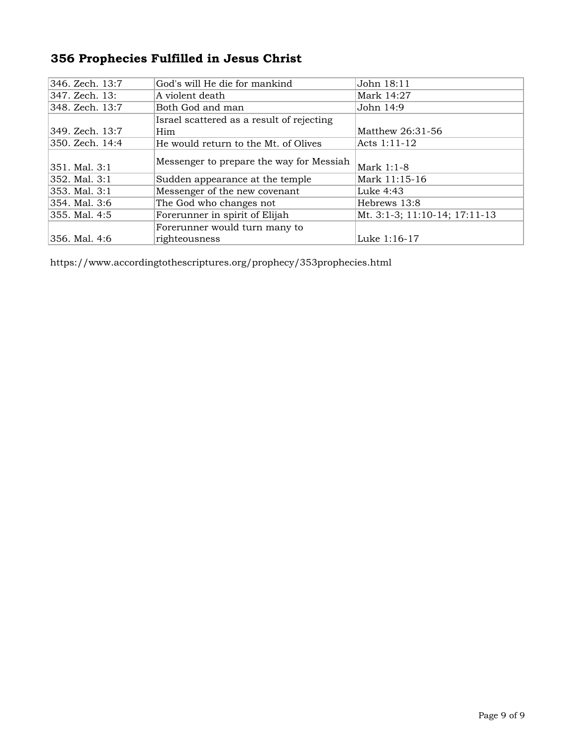## 356 Prophecies Fulfilled in Jesus Christ

| | | |
|---|---|---|
| 346. Zech. 13:7 | God's will He die for mankind | John 18:11 |
| 347. Zech. 13: | A violent death | Mark 14:27 |
| 348. Zech. 13:7 | Both God and man | John 14:9 |
| 349. Zech. 13:7 | Israel scattered as a result of rejecting Him | Matthew 26:31-56 |
| 350. Zech. 14:4 | He would return to the Mt. of Olives | Acts 1:11-12 |
| 351. Mal. 3:1 | Messenger to prepare the way for Messiah | Mark 1:1-8 |
| 352. Mal. 3:1 | Sudden appearance at the temple | Mark 11:15-16 |
| 353. Mal. 3:1 | Messenger of the new covenant | Luke 4:43 |
| 354. Mal. 3:6 | The God who changes not | Hebrews 13:8 |
| 355. Mal. 4:5 | Forerunner in spirit of Elijah | Mt. 3:1-3; 11:10-14; 17:11-13 |
| 356. Mal. 4:6 | Forerunner would turn many to righteousness | Luke 1:16-17 |

https://www.accordingtothescriptures.org/prophecy/353prophecies.html